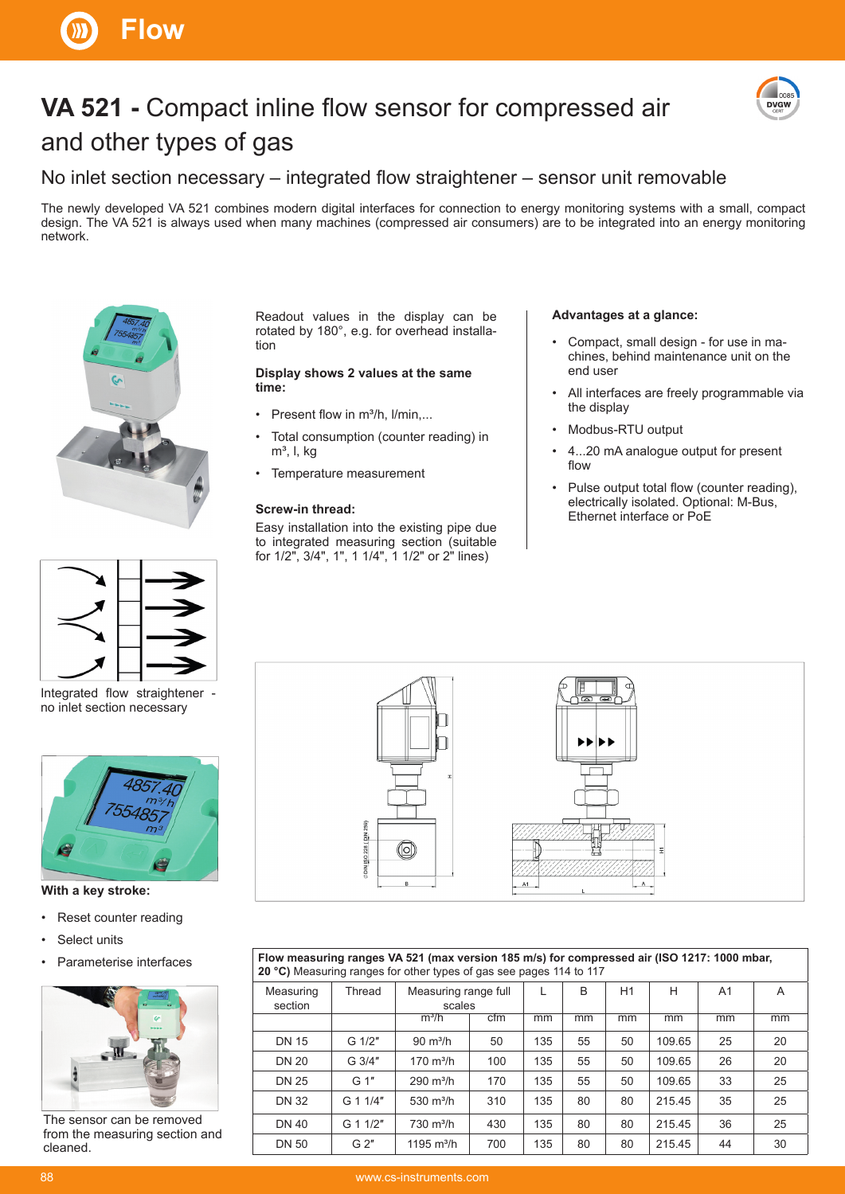# VA 521 - Compact inline flow sensor for compressed air and other types of gas

## No inlet section necessary – integrated flow straightener – sensor unit removable

The newly developed VA 521 combines modern digital interfaces for connection to energy monitoring systems with a small, compact design. The VA 521 is always used when many machines (compressed air consumers) are to be integrated into an energy monitoring network.

Readout values in the display can be rotated by 180°, e.g. for overhead installation

**Display shows 2 values at the same time:**

- Present flow in m³/h, l/min,...
- Total consumption (counter reading) in m³, l, kg
- Temperature measurement

**Screw-in thread:**

Easy installation into the existing pipe due to integrated measuring section (suitable for 1/2", 3/4", 1", 1 1/4", 1 1/2" or 2" lines)

**Advantages at a glance:**

- Compact, small design - for use in machines, behind maintenance unit on the end user
- All interfaces are freely programmable via the display
- Modbus-RTU output
- 4...20 mA analogue output for present flow
- Pulse output total flow (counter reading), electrically isolated. Optional: M-Bus, Ethernet interface or PoE

Integrated flow straightener - no inlet section necessary

**With a key stroke:**

- Reset counter reading
- Select units
- Parameterise interfaces

The sensor can be removed from the measuring section and cleaned.

**Flow measuring ranges VA 521 (max version 185 m/s) for compressed air (ISO 1217: 1000 mbar, 20 °C)** Measuring ranges for other types of gas see pages 114 to 117

| Measuring section | Thread | Measuring range full scales | | L | B | H1 | H | A1 | A |
|---|---|---|---|---|---|---|---|---|---|
| | | m³/h | cfm | mm | mm | mm | mm | mm | mm |
| DN 15 | G 1/2" | 90 m³/h | 50 | 135 | 55 | 50 | 109.65 | 25 | 20 |
| DN 20 | G 3/4" | 170 m³/h | 100 | 135 | 55 | 50 | 109.65 | 26 | 20 |
| DN 25 | G 1" | 290 m³/h | 170 | 135 | 55 | 50 | 109.65 | 33 | 25 |
| DN 32 | G 1 1/4" | 530 m³/h | 310 | 135 | 80 | 80 | 215.45 | 35 | 25 |
| DN 40 | G 1 1/2" | 730 m³/h | 430 | 135 | 80 | 80 | 215.45 | 36 | 25 |
| DN 50 | G 2" | 1195 m³/h | 700 | 135 | 80 | 80 | 215.45 | 44 | 30 |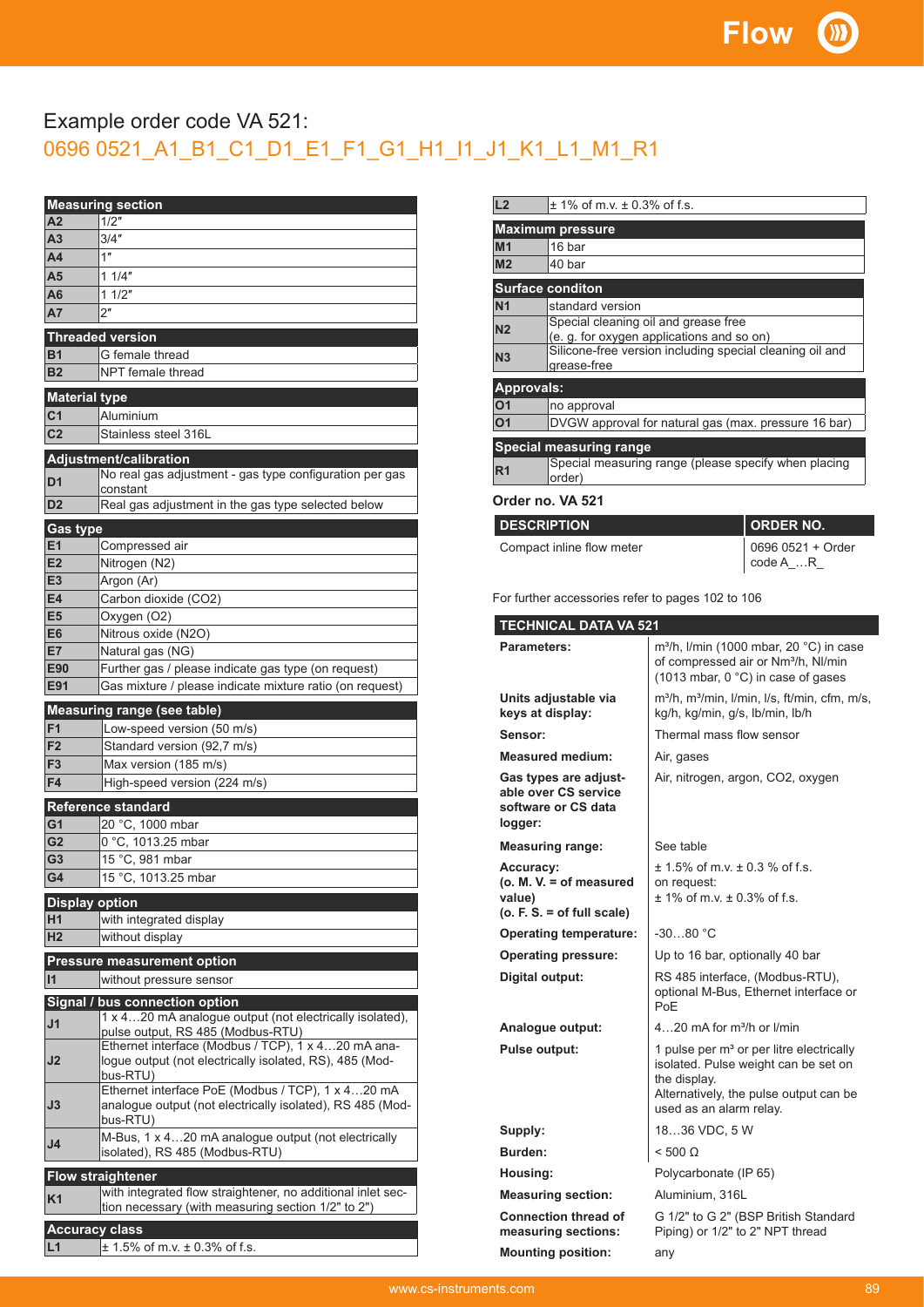## Example order code VA 521:

0696 0521_A1_B1_C1_D1_E1_F1_G1_H1_I1_J1_K1_L1_M1_R1

| Measuring section | |
|---|---|
| A2 | 1/2″ |
| A3 | 3/4″ |
| A4 | 1″ |
| A5 | 1 1/4″ |
| A6 | 1 1/2″ |
| A7 | 2″ |

| Threaded version | |
|---|---|
| B1 | G female thread |
| B2 | NPT female thread |

| Material type | |
|---|---|
| C1 | Aluminium |
| C2 | Stainless steel 316L |

| Adjustment/calibration | |
|---|---|
| D1 | No real gas adjustment - gas type configuration per gas constant |
| D2 | Real gas adjustment in the gas type selected below |

| Gas type | |
|---|---|
| E1 | Compressed air |
| E2 | Nitrogen (N2) |
| E3 | Argon (Ar) |
| E4 | Carbon dioxide (CO2) |
| E5 | Oxygen (O2) |
| E6 | Nitrous oxide (N2O) |
| E7 | Natural gas (NG) |
| E90 | Further gas / please indicate gas type (on request) |
| E91 | Gas mixture / please indicate mixture ratio (on request) |

| Measuring range (see table) | |
|---|---|
| F1 | Low-speed version (50 m/s) |
| F2 | Standard version (92,7 m/s) |
| F3 | Max version (185 m/s) |
| F4 | High-speed version (224 m/s) |

| Reference standard | |
|---|---|
| G1 | 20 °C, 1000 mbar |
| G2 | 0 °C, 1013.25 mbar |
| G3 | 15 °C, 981 mbar |
| G4 | 15 °C, 1013.25 mbar |

| Display option | |
|---|---|
| H1 | with integrated display |
| H2 | without display |

| Pressure measurement option | |
|---|---|
| I1 | without pressure sensor |

| Signal / bus connection option | |
|---|---|
| J1 | 1 x 4…20 mA analogue output (not electrically isolated), pulse output, RS 485 (Modbus-RTU) |
| J2 | Ethernet interface (Modbus / TCP), 1 x 4…20 mA analogue output (not electrically isolated, RS), 485 (Modbus-RTU) |
| J3 | Ethernet interface PoE (Modbus / TCP), 1 x 4…20 mA analogue output (not electrically isolated), RS 485 (Modbus-RTU) |
| J4 | M-Bus, 1 x 4…20 mA analogue output (not electrically isolated), RS 485 (Modbus-RTU) |

| Flow straightener | |
|---|---|
| K1 | with integrated flow straightener, no additional inlet section necessary (with measuring section 1/2" to 2") |

| Accuracy class | |
|---|---|
| L1 | ± 1.5% of m.v. ± 0.3% of f.s. |
| L2 | ± 1% of m.v. ± 0.3% of f.s. |

| Maximum pressure | |
|---|---|
| M1 | 16 bar |
| M2 | 40 bar |

| Surface conditon | |
|---|---|
| N1 | standard version |
| N2 | Special cleaning oil and grease free (e. g. for oxygen applications and so on) |
| N3 | Silicone-free version including special cleaning oil and grease-free |

| Approvals: | |
|---|---|
| O1 | no approval |
| O1 | DVGW approval for natural gas (max. pressure 16 bar) |

| Special measuring range | |
|---|---|
| R1 | Special measuring range (please specify when placing order) |

### Order no. VA 521

| DESCRIPTION | ORDER NO. |
|---|---|
| Compact inline flow meter | 0696 0521 + Order code A_…R_ |

For further accessories refer to pages 102 to 106

| TECHNICAL DATA VA 521 | |
|---|---|
| **Parameters:** | m³/h, l/min (1000 mbar, 20 °C) in case of compressed air or Nm³/h, Nl/min (1013 mbar, 0 °C) in case of gases |
| **Units adjustable via keys at display:** | m³/h, m³/min, l/min, l/s, ft/min, cfm, m/s, kg/h, kg/min, g/s, lb/min, lb/h |
| **Sensor:** | Thermal mass flow sensor |
| **Measured medium:** | Air, gases |
| **Gas types are adjustable over CS service software or CS data logger:** | Air, nitrogen, argon, CO2, oxygen |
| **Measuring range:** | See table |
| **Accuracy: (o. M. V. = of measured value) (o. F. S. = of full scale)** | ± 1.5% of m.v. ± 0.3 % of f.s. on request: ± 1% of m.v. ± 0.3% of f.s. |
| **Operating temperature:** | -30…80 °C |
| **Operating pressure:** | Up to 16 bar, optionally 40 bar |
| **Digital output:** | RS 485 interface, (Modbus-RTU), optional M-Bus, Ethernet interface or PoE |
| **Analogue output:** | 4…20 mA for m³/h or l/min |
| **Pulse output:** | 1 pulse per m³ or per litre electrically isolated. Pulse weight can be set on the display. Alternatively, the pulse output can be used as an alarm relay. |
| **Supply:** | 18…36 VDC, 5 W |
| **Burden:** | < 500 Ω |
| **Housing:** | Polycarbonate (IP 65) |
| **Measuring section:** | Aluminium, 316L |
| **Connection thread of measuring sections:** | G 1/2" to G 2" (BSP British Standard Piping) or 1/2" to 2" NPT thread |
| **Mounting position:** | any |